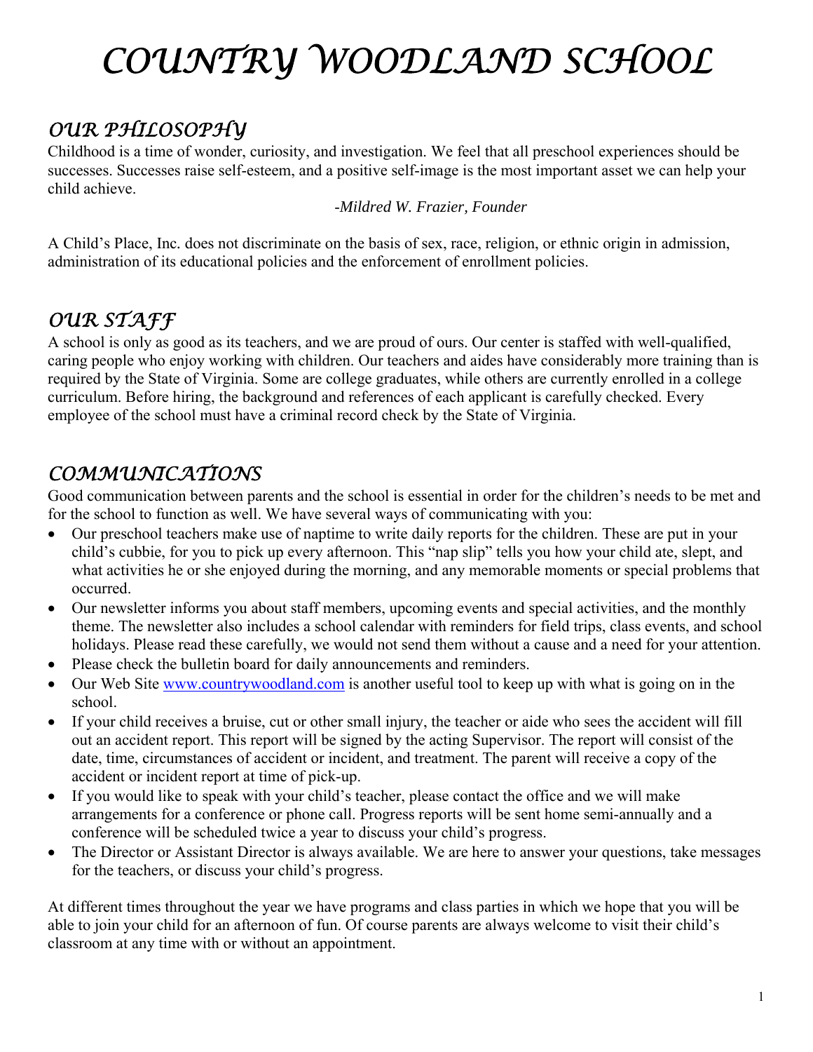# COUNTRY WOODLAND SCHOOL

## OUR PHILOSOPHY

Childhood is a time of wonder, curiosity, and investigation. We feel that all preschool experiences should be successes. Successes raise self-esteem, and a positive self-image is the most important asset we can help your child achieve.

*-Mildred W. Frazier, Founder*

A Child's Place, Inc. does not discriminate on the basis of sex, race, religion, or ethnic origin in admission, administration of its educational policies and the enforcement of enrollment policies.

## OUR STAFF

A school is only as good as its teachers, and we are proud of ours. Our center is staffed with well-qualified, caring people who enjoy working with children. Our teachers and aides have considerably more training than is required by the State of Virginia. Some are college graduates, while others are currently enrolled in a college curriculum. Before hiring, the background and references of each applicant is carefully checked. Every employee of the school must have a criminal record check by the State of Virginia.

## COMMUNICATIONS

Good communication between parents and the school is essential in order for the children's needs to be met and for the school to function as well. We have several ways of communicating with you:

- Our preschool teachers make use of naptime to write daily reports for the children. These are put in your child's cubbie, for you to pick up every afternoon. This "nap slip" tells you how your child ate, slept, and what activities he or she enjoyed during the morning, and any memorable moments or special problems that occurred.
- Our newsletter informs you about staff members, upcoming events and special activities, and the monthly theme. The newsletter also includes a school calendar with reminders for field trips, class events, and school holidays. Please read these carefully, we would not send them without a cause and a need for your attention.
- Please check the bulletin board for daily announcements and reminders.
- Our Web Site [www.countrywoodland.com](http://www.countrywoodland.com) is another useful tool to keep up with what is going on in the school.
- If your child receives a bruise, cut or other small injury, the teacher or aide who sees the accident will fill out an accident report. This report will be signed by the acting Supervisor. The report will consist of the date, time, circumstances of accident or incident, and treatment. The parent will receive a copy of the accident or incident report at time of pick-up.
- If you would like to speak with your child's teacher, please contact the office and we will make arrangements for a conference or phone call. Progress reports will be sent home semi-annually and a conference will be scheduled twice a year to discuss your child's progress.
- The Director or Assistant Director is always available. We are here to answer your questions, take messages for the teachers, or discuss your child's progress.

At different times throughout the year we have programs and class parties in which we hope that you will be able to join your child for an afternoon of fun. Of course parents are always welcome to visit their child's classroom at any time with or without an appointment.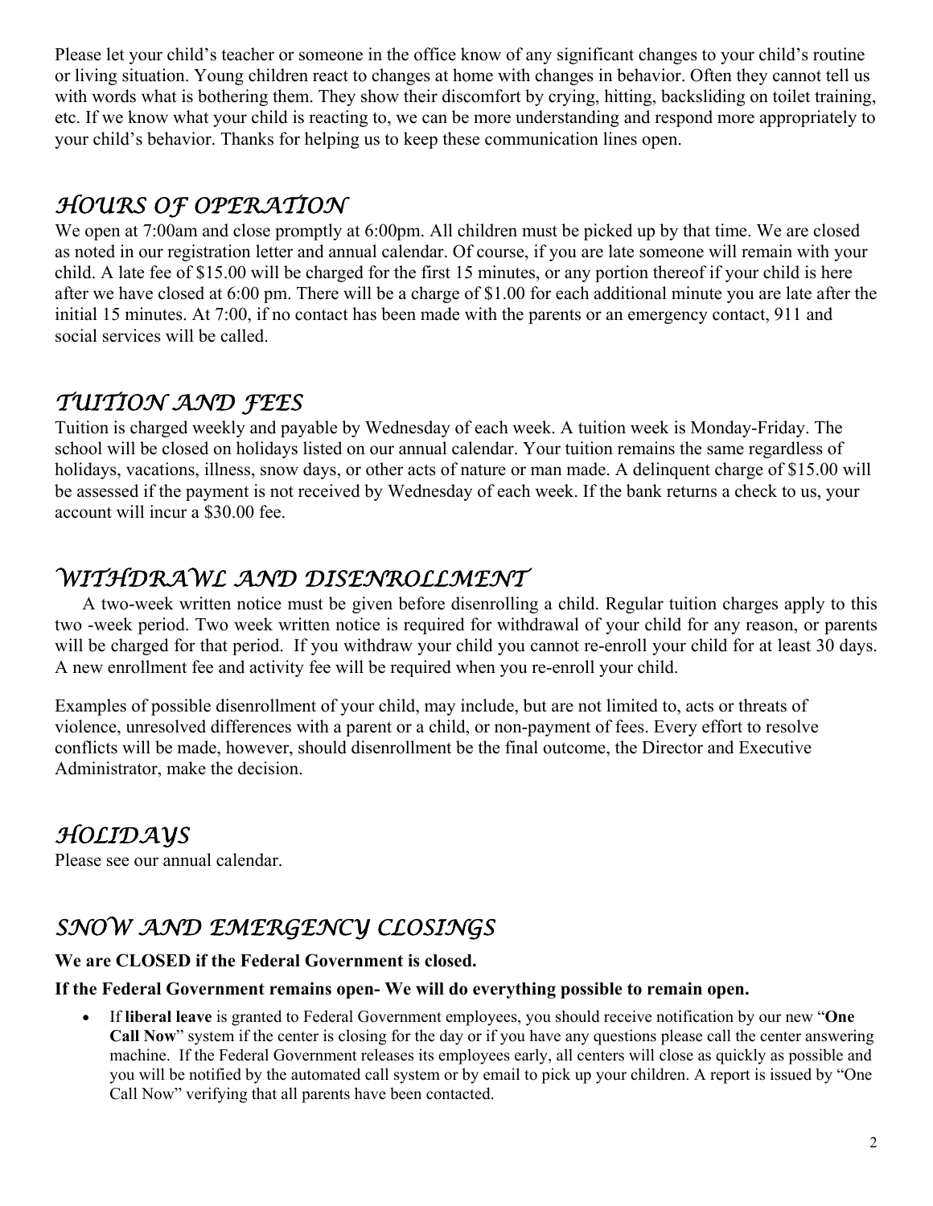Please let your child's teacher or someone in the office know of any significant changes to your child's routine or living situation. Young children react to changes at home with changes in behavior. Often they cannot tell us with words what is bothering them. They show their discomfort by crying, hitting, backsliding on toilet training, etc. If we know what your child is reacting to, we can be more understanding and respond more appropriately to your child's behavior. Thanks for helping us to keep these communication lines open.

## HOURS OF OPERATION

We open at 7:00am and close promptly at 6:00pm. All children must be picked up by that time. We are closed as noted in our registration letter and annual calendar. Of course, if you are late someone will remain with your child. A late fee of $15.00 will be charged for the first 15 minutes, or any portion thereof if your child is here after we have closed at 6:00 pm. There will be a charge of $1.00 for each additional minute you are late after the initial 15 minutes. At 7:00, if no contact has been made with the parents or an emergency contact, 911 and social services will be called.

## TUITION AND FEES

Tuition is charged weekly and payable by Wednesday of each week. A tuition week is Monday-Friday. The school will be closed on holidays listed on our annual calendar. Your tuition remains the same regardless of holidays, vacations, illness, snow days, or other acts of nature or man made. A delinquent charge of $15.00 will be assessed if the payment is not received by Wednesday of each week. If the bank returns a check to us, your account will incur a $30.00 fee.

## WITHDRAWL AND DISENROLLMENT

A two-week written notice must be given before disenrolling a child. Regular tuition charges apply to this two -week period. Two week written notice is required for withdrawal of your child for any reason, or parents will be charged for that period. If you withdraw your child you cannot re-enroll your child for at least 30 days. A new enrollment fee and activity fee will be required when you re-enroll your child.

Examples of possible disenrollment of your child, may include, but are not limited to, acts or threats of violence, unresolved differences with a parent or a child, or non-payment of fees. Every effort to resolve conflicts will be made, however, should disenrollment be the final outcome, the Director and Executive Administrator, make the decision.

## HOLIDAYS

Please see our annual calendar.

## SNOW AND EMERGENCY CLOSINGS

**We are CLOSED if the Federal Government is closed.**

**If the Federal Government remains open- We will do everything possible to remain open.**

- If **liberal leave** is granted to Federal Government employees, you should receive notification by our new "**One Call Now**" system if the center is closing for the day or if you have any questions please call the center answering machine. If the Federal Government releases its employees early, all centers will close as quickly as possible and you will be notified by the automated call system or by email to pick up your children. A report is issued by "One Call Now" verifying that all parents have been contacted.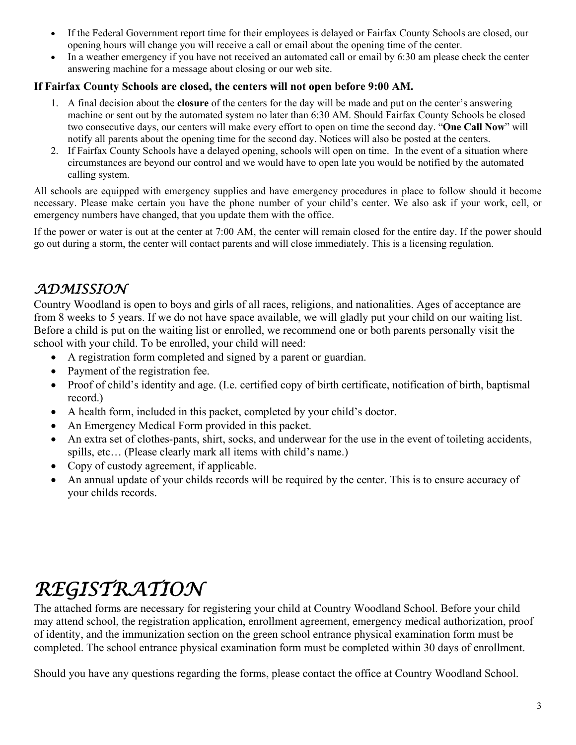- If the Federal Government report time for their employees is delayed or Fairfax County Schools are closed, our opening hours will change you will receive a call or email about the opening time of the center.
- In a weather emergency if you have not received an automated call or email by 6:30 am please check the center answering machine for a message about closing or our web site.

**If Fairfax County Schools are closed, the centers will not open before 9:00 AM.**

1. A final decision about the **closure** of the centers for the day will be made and put on the center's answering machine or sent out by the automated system no later than 6:30 AM. Should Fairfax County Schools be closed two consecutive days, our centers will make every effort to open on time the second day. "**One Call Now**" will notify all parents about the opening time for the second day. Notices will also be posted at the centers.
2. If Fairfax County Schools have a delayed opening, schools will open on time. In the event of a situation where circumstances are beyond our control and we would have to open late you would be notified by the automated calling system.

All schools are equipped with emergency supplies and have emergency procedures in place to follow should it become necessary. Please make certain you have the phone number of your child's center. We also ask if your work, cell, or emergency numbers have changed, that you update them with the office.

If the power or water is out at the center at 7:00 AM, the center will remain closed for the entire day. If the power should go out during a storm, the center will contact parents and will close immediately. This is a licensing regulation.

## *ADMISSION*

Country Woodland is open to boys and girls of all races, religions, and nationalities. Ages of acceptance are from 8 weeks to 5 years. If we do not have space available, we will gladly put your child on our waiting list. Before a child is put on the waiting list or enrolled, we recommend one or both parents personally visit the school with your child. To be enrolled, your child will need:

- A registration form completed and signed by a parent or guardian.
- Payment of the registration fee.
- Proof of child's identity and age. (I.e. certified copy of birth certificate, notification of birth, baptismal record.)
- A health form, included in this packet, completed by your child's doctor.
- An Emergency Medical Form provided in this packet.
- An extra set of clothes-pants, shirt, socks, and underwear for the use in the event of toileting accidents, spills, etc… (Please clearly mark all items with child's name.)
- Copy of custody agreement, if applicable.
- An annual update of your childs records will be required by the center. This is to ensure accuracy of your childs records.

# *REGISTRATION*

The attached forms are necessary for registering your child at Country Woodland School. Before your child may attend school, the registration application, enrollment agreement, emergency medical authorization, proof of identity, and the immunization section on the green school entrance physical examination form must be completed. The school entrance physical examination form must be completed within 30 days of enrollment.

Should you have any questions regarding the forms, please contact the office at Country Woodland School.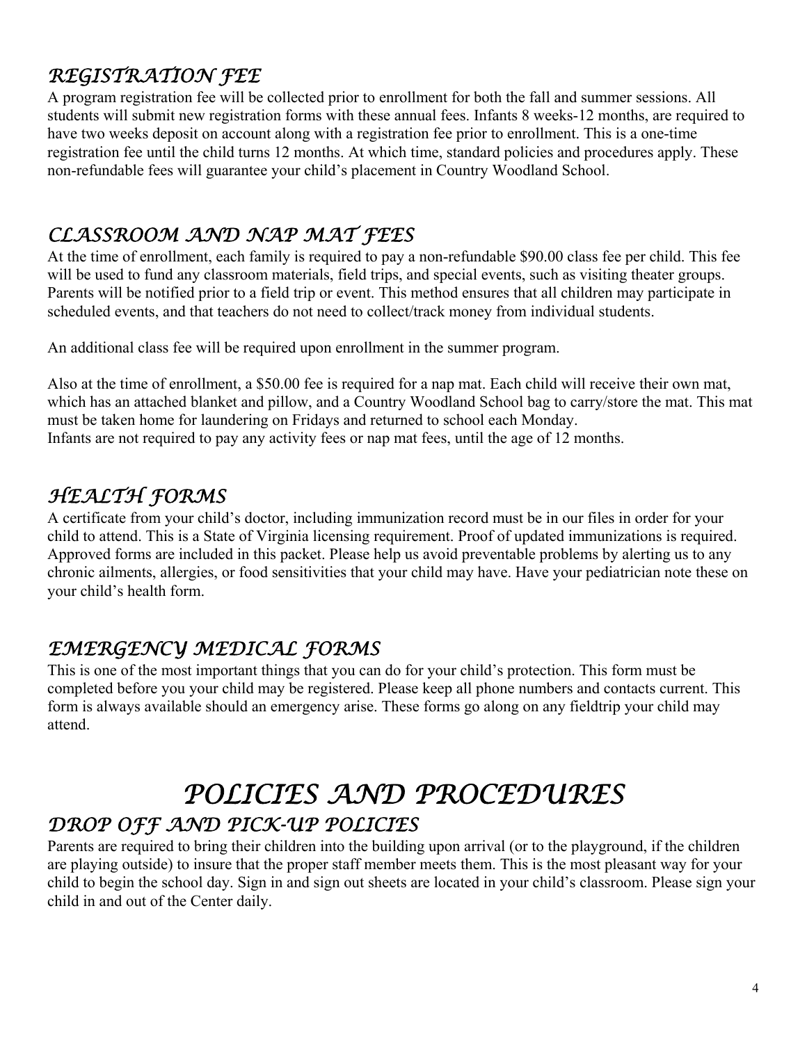## REGISTRATION FEE

A program registration fee will be collected prior to enrollment for both the fall and summer sessions. All students will submit new registration forms with these annual fees. Infants 8 weeks-12 months, are required to have two weeks deposit on account along with a registration fee prior to enrollment. This is a one-time registration fee until the child turns 12 months. At which time, standard policies and procedures apply. These non-refundable fees will guarantee your child's placement in Country Woodland School.

## CLASSROOM AND NAP MAT FEES

At the time of enrollment, each family is required to pay a non-refundable $90.00 class fee per child. This fee will be used to fund any classroom materials, field trips, and special events, such as visiting theater groups. Parents will be notified prior to a field trip or event. This method ensures that all children may participate in scheduled events, and that teachers do not need to collect/track money from individual students.

An additional class fee will be required upon enrollment in the summer program.

Also at the time of enrollment, a $50.00 fee is required for a nap mat. Each child will receive their own mat, which has an attached blanket and pillow, and a Country Woodland School bag to carry/store the mat. This mat must be taken home for laundering on Fridays and returned to school each Monday.
Infants are not required to pay any activity fees or nap mat fees, until the age of 12 months.

## HEALTH FORMS

A certificate from your child's doctor, including immunization record must be in our files in order for your child to attend. This is a State of Virginia licensing requirement. Proof of updated immunizations is required. Approved forms are included in this packet. Please help us avoid preventable problems by alerting us to any chronic ailments, allergies, or food sensitivities that your child may have. Have your pediatrician note these on your child's health form.

## EMERGENCY MEDICAL FORMS

This is one of the most important things that you can do for your child's protection. This form must be completed before you your child may be registered. Please keep all phone numbers and contacts current. This form is always available should an emergency arise. These forms go along on any fieldtrip your child may attend.

# POLICIES AND PROCEDURES

## DROP OFF AND PICK-UP POLICIES

Parents are required to bring their children into the building upon arrival (or to the playground, if the children are playing outside) to insure that the proper staff member meets them. This is the most pleasant way for your child to begin the school day. Sign in and sign out sheets are located in your child's classroom. Please sign your child in and out of the Center daily.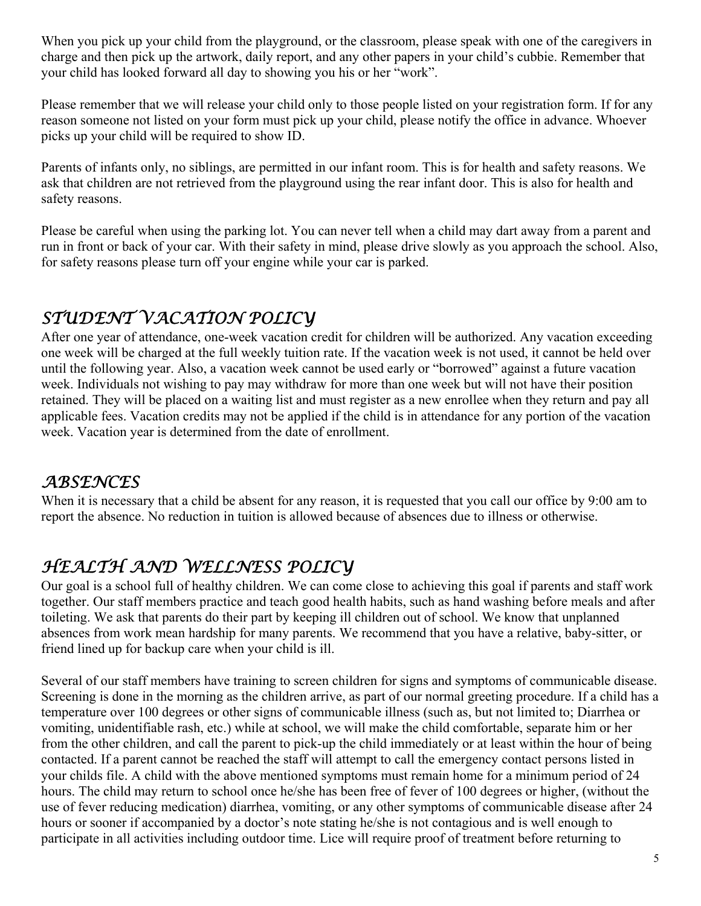When you pick up your child from the playground, or the classroom, please speak with one of the caregivers in charge and then pick up the artwork, daily report, and any other papers in your child's cubbie. Remember that your child has looked forward all day to showing you his or her "work".

Please remember that we will release your child only to those people listed on your registration form. If for any reason someone not listed on your form must pick up your child, please notify the office in advance. Whoever picks up your child will be required to show ID.

Parents of infants only, no siblings, are permitted in our infant room. This is for health and safety reasons. We ask that children are not retrieved from the playground using the rear infant door. This is also for health and safety reasons.

Please be careful when using the parking lot. You can never tell when a child may dart away from a parent and run in front or back of your car. With their safety in mind, please drive slowly as you approach the school. Also, for safety reasons please turn off your engine while your car is parked.

## STUDENT VACATION POLICY

After one year of attendance, one-week vacation credit for children will be authorized. Any vacation exceeding one week will be charged at the full weekly tuition rate. If the vacation week is not used, it cannot be held over until the following year. Also, a vacation week cannot be used early or "borrowed" against a future vacation week. Individuals not wishing to pay may withdraw for more than one week but will not have their position retained. They will be placed on a waiting list and must register as a new enrollee when they return and pay all applicable fees. Vacation credits may not be applied if the child is in attendance for any portion of the vacation week. Vacation year is determined from the date of enrollment.

## ABSENCES

When it is necessary that a child be absent for any reason, it is requested that you call our office by 9:00 am to report the absence. No reduction in tuition is allowed because of absences due to illness or otherwise.

## HEALTH AND WELLNESS POLICY

Our goal is a school full of healthy children. We can come close to achieving this goal if parents and staff work together. Our staff members practice and teach good health habits, such as hand washing before meals and after toileting. We ask that parents do their part by keeping ill children out of school. We know that unplanned absences from work mean hardship for many parents. We recommend that you have a relative, baby-sitter, or friend lined up for backup care when your child is ill.

Several of our staff members have training to screen children for signs and symptoms of communicable disease. Screening is done in the morning as the children arrive, as part of our normal greeting procedure. If a child has a temperature over 100 degrees or other signs of communicable illness (such as, but not limited to; Diarrhea or vomiting, unidentifiable rash, etc.) while at school, we will make the child comfortable, separate him or her from the other children, and call the parent to pick-up the child immediately or at least within the hour of being contacted. If a parent cannot be reached the staff will attempt to call the emergency contact persons listed in your childs file. A child with the above mentioned symptoms must remain home for a minimum period of 24 hours. The child may return to school once he/she has been free of fever of 100 degrees or higher, (without the use of fever reducing medication) diarrhea, vomiting, or any other symptoms of communicable disease after 24 hours or sooner if accompanied by a doctor's note stating he/she is not contagious and is well enough to participate in all activities including outdoor time. Lice will require proof of treatment before returning to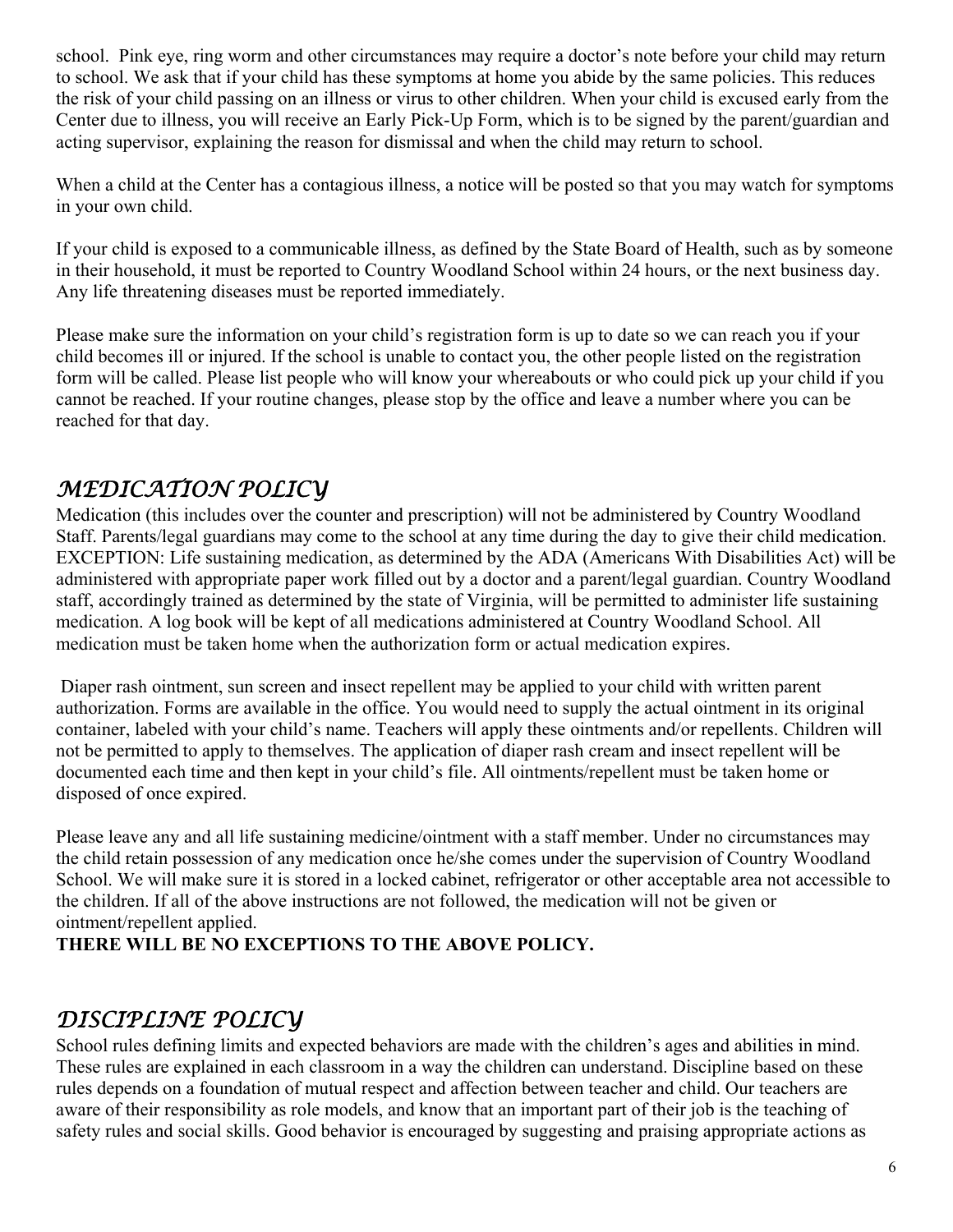school. Pink eye, ring worm and other circumstances may require a doctor's note before your child may return to school. We ask that if your child has these symptoms at home you abide by the same policies. This reduces the risk of your child passing on an illness or virus to other children. When your child is excused early from the Center due to illness, you will receive an Early Pick-Up Form, which is to be signed by the parent/guardian and acting supervisor, explaining the reason for dismissal and when the child may return to school.

When a child at the Center has a contagious illness, a notice will be posted so that you may watch for symptoms in your own child.

If your child is exposed to a communicable illness, as defined by the State Board of Health, such as by someone in their household, it must be reported to Country Woodland School within 24 hours, or the next business day. Any life threatening diseases must be reported immediately.

Please make sure the information on your child's registration form is up to date so we can reach you if your child becomes ill or injured. If the school is unable to contact you, the other people listed on the registration form will be called. Please list people who will know your whereabouts or who could pick up your child if you cannot be reached. If your routine changes, please stop by the office and leave a number where you can be reached for that day.

## *MEDICATION POLICY*

Medication (this includes over the counter and prescription) will not be administered by Country Woodland Staff. Parents/legal guardians may come to the school at any time during the day to give their child medication. EXCEPTION: Life sustaining medication, as determined by the ADA (Americans With Disabilities Act) will be administered with appropriate paper work filled out by a doctor and a parent/legal guardian. Country Woodland staff, accordingly trained as determined by the state of Virginia, will be permitted to administer life sustaining medication. A log book will be kept of all medications administered at Country Woodland School. All medication must be taken home when the authorization form or actual medication expires.

Diaper rash ointment, sun screen and insect repellent may be applied to your child with written parent authorization. Forms are available in the office. You would need to supply the actual ointment in its original container, labeled with your child's name. Teachers will apply these ointments and/or repellents. Children will not be permitted to apply to themselves. The application of diaper rash cream and insect repellent will be documented each time and then kept in your child's file. All ointments/repellent must be taken home or disposed of once expired.

Please leave any and all life sustaining medicine/ointment with a staff member. Under no circumstances may the child retain possession of any medication once he/she comes under the supervision of Country Woodland School. We will make sure it is stored in a locked cabinet, refrigerator or other acceptable area not accessible to the children. If all of the above instructions are not followed, the medication will not be given or ointment/repellent applied.

**THERE WILL BE NO EXCEPTIONS TO THE ABOVE POLICY.**

## *DISCIPLINE POLICY*

School rules defining limits and expected behaviors are made with the children's ages and abilities in mind. These rules are explained in each classroom in a way the children can understand. Discipline based on these rules depends on a foundation of mutual respect and affection between teacher and child. Our teachers are aware of their responsibility as role models, and know that an important part of their job is the teaching of safety rules and social skills. Good behavior is encouraged by suggesting and praising appropriate actions as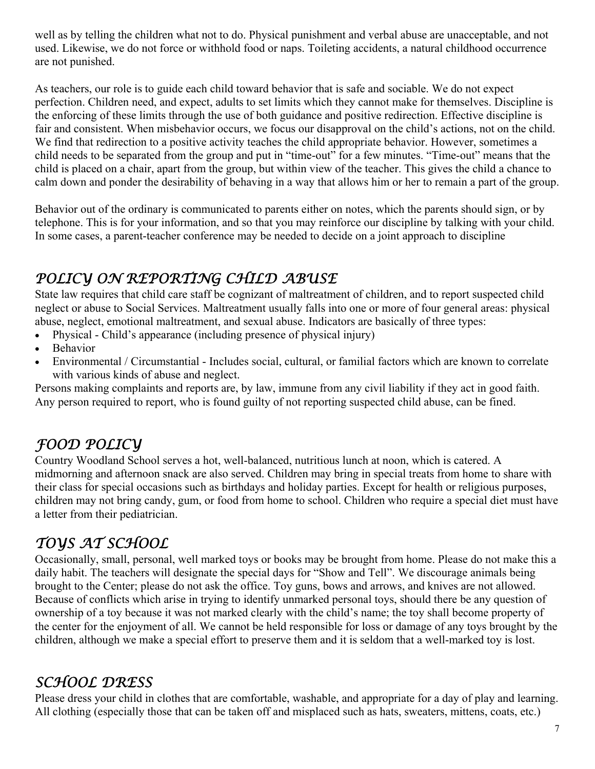well as by telling the children what not to do. Physical punishment and verbal abuse are unacceptable, and not used. Likewise, we do not force or withhold food or naps. Toileting accidents, a natural childhood occurrence are not punished.

As teachers, our role is to guide each child toward behavior that is safe and sociable. We do not expect perfection. Children need, and expect, adults to set limits which they cannot make for themselves. Discipline is the enforcing of these limits through the use of both guidance and positive redirection. Effective discipline is fair and consistent. When misbehavior occurs, we focus our disapproval on the child's actions, not on the child. We find that redirection to a positive activity teaches the child appropriate behavior. However, sometimes a child needs to be separated from the group and put in "time-out" for a few minutes. "Time-out" means that the child is placed on a chair, apart from the group, but within view of the teacher. This gives the child a chance to calm down and ponder the desirability of behaving in a way that allows him or her to remain a part of the group.

Behavior out of the ordinary is communicated to parents either on notes, which the parents should sign, or by telephone. This is for your information, and so that you may reinforce our discipline by talking with your child. In some cases, a parent-teacher conference may be needed to decide on a joint approach to discipline

## *POLICY ON REPORTING CHILD ABUSE*

State law requires that child care staff be cognizant of maltreatment of children, and to report suspected child neglect or abuse to Social Services. Maltreatment usually falls into one or more of four general areas: physical abuse, neglect, emotional maltreatment, and sexual abuse. Indicators are basically of three types:

- Physical - Child's appearance (including presence of physical injury)
- Behavior
- Environmental / Circumstantial - Includes social, cultural, or familial factors which are known to correlate with various kinds of abuse and neglect.

Persons making complaints and reports are, by law, immune from any civil liability if they act in good faith. Any person required to report, who is found guilty of not reporting suspected child abuse, can be fined.

## *FOOD POLICY*

Country Woodland School serves a hot, well-balanced, nutritious lunch at noon, which is catered. A midmorning and afternoon snack are also served. Children may bring in special treats from home to share with their class for special occasions such as birthdays and holiday parties. Except for health or religious purposes, children may not bring candy, gum, or food from home to school. Children who require a special diet must have a letter from their pediatrician.

## *TOYS AT SCHOOL*

Occasionally, small, personal, well marked toys or books may be brought from home. Please do not make this a daily habit. The teachers will designate the special days for "Show and Tell". We discourage animals being brought to the Center; please do not ask the office. Toy guns, bows and arrows, and knives are not allowed. Because of conflicts which arise in trying to identify unmarked personal toys, should there be any question of ownership of a toy because it was not marked clearly with the child's name; the toy shall become property of the center for the enjoyment of all. We cannot be held responsible for loss or damage of any toys brought by the children, although we make a special effort to preserve them and it is seldom that a well-marked toy is lost.

## *SCHOOL DRESS*

Please dress your child in clothes that are comfortable, washable, and appropriate for a day of play and learning. All clothing (especially those that can be taken off and misplaced such as hats, sweaters, mittens, coats, etc.)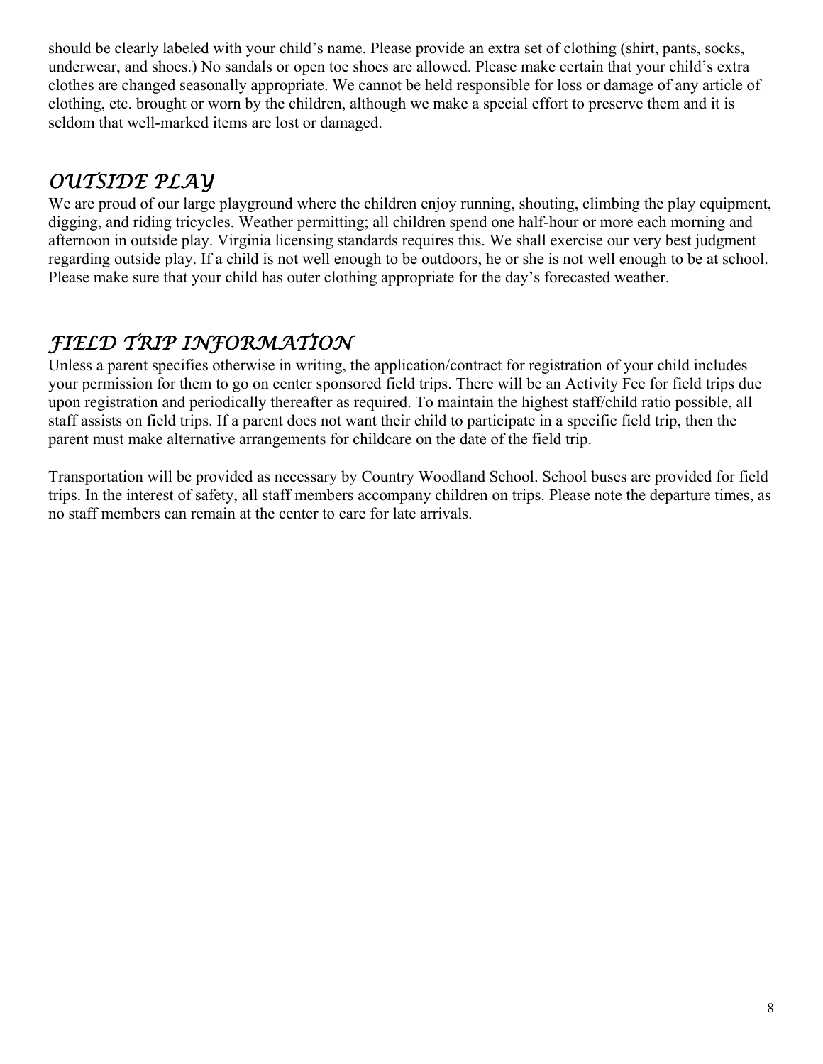should be clearly labeled with your child's name. Please provide an extra set of clothing (shirt, pants, socks, underwear, and shoes.) No sandals or open toe shoes are allowed. Please make certain that your child's extra clothes are changed seasonally appropriate. We cannot be held responsible for loss or damage of any article of clothing, etc. brought or worn by the children, although we make a special effort to preserve them and it is seldom that well-marked items are lost or damaged.

## *OUTSIDE PLAY*

We are proud of our large playground where the children enjoy running, shouting, climbing the play equipment, digging, and riding tricycles. Weather permitting; all children spend one half-hour or more each morning and afternoon in outside play. Virginia licensing standards requires this. We shall exercise our very best judgment regarding outside play. If a child is not well enough to be outdoors, he or she is not well enough to be at school. Please make sure that your child has outer clothing appropriate for the day's forecasted weather.

## *FIELD TRIP INFORMATION*

Unless a parent specifies otherwise in writing, the application/contract for registration of your child includes your permission for them to go on center sponsored field trips. There will be an Activity Fee for field trips due upon registration and periodically thereafter as required. To maintain the highest staff/child ratio possible, all staff assists on field trips. If a parent does not want their child to participate in a specific field trip, then the parent must make alternative arrangements for childcare on the date of the field trip.

Transportation will be provided as necessary by Country Woodland School. School buses are provided for field trips. In the interest of safety, all staff members accompany children on trips. Please note the departure times, as no staff members can remain at the center to care for late arrivals.